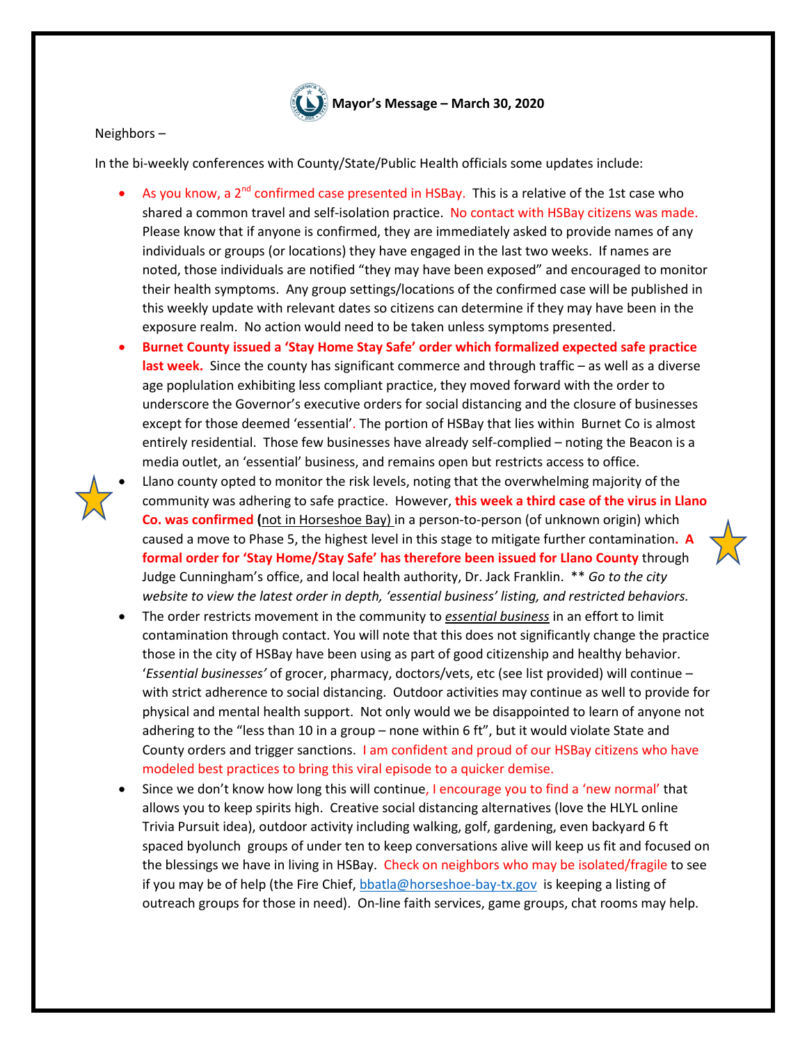**Mayor's Message – March 30, 2020**

Neighbors –

In the bi-weekly conferences with County/State/Public Health officials some updates include:

- As you know, a 2nd confirmed case presented in HSBay. This is a relative of the 1st case who shared a common travel and self-isolation practice. No contact with HSBay citizens was made. Please know that if anyone is confirmed, they are immediately asked to provide names of any individuals or groups (or locations) they have engaged in the last two weeks. If names are noted, those individuals are notified "they may have been exposed" and encouraged to monitor their health symptoms. Any group settings/locations of the confirmed case will be published in this weekly update with relevant dates so citizens can determine if they may have been in the exposure realm. No action would need to be taken unless symptoms presented.
- **Burnet County issued a 'Stay Home Stay Safe' order which formalized expected safe practice last week.** Since the county has significant commerce and through traffic – as well as a diverse age poplulation exhibiting less compliant practice, they moved forward with the order to underscore the Governor's executive orders for social distancing and the closure of businesses except for those deemed 'essential'. The portion of HSBay that lies within Burnet Co is almost entirely residential. Those few businesses have already self-complied – noting the Beacon is a media outlet, an 'essential' business, and remains open but restricts access to office.
- Llano county opted to monitor the risk levels, noting that the overwhelming majority of the community was adhering to safe practice. However, **this week a third case of the virus in Llano Co. was confirmed (**not in Horseshoe Bay) in a person-to-person (of unknown origin) which caused a move to Phase 5, the highest level in this stage to mitigate further contamination**. A formal order for 'Stay Home/Stay Safe' has therefore been issued for Llano County** through Judge Cunningham's office, and local health authority, Dr. Jack Franklin. \*\* *Go to the city website to view the latest order in depth, 'essential business' listing, and restricted behaviors.*
- The order restricts movement in the community to ***essential business*** in an effort to limit contamination through contact. You will note that this does not significantly change the practice those in the city of HSBay have been using as part of good citizenship and healthy behavior. '*Essential businesses'* of grocer, pharmacy, doctors/vets, etc (see list provided) will continue – with strict adherence to social distancing. Outdoor activities may continue as well to provide for physical and mental health support. Not only would we be disappointed to learn of anyone not adhering to the "less than 10 in a group – none within 6 ft", but it would violate State and County orders and trigger sanctions. I am confident and proud of our HSBay citizens who have modeled best practices to bring this viral episode to a quicker demise.
- Since we don't know how long this will continue, I encourage you to find a 'new normal' that allows you to keep spirits high. Creative social distancing alternatives (love the HLYL online Trivia Pursuit idea), outdoor activity including walking, golf, gardening, even backyard 6 ft spaced byolunch groups of under ten to keep conversations alive will keep us fit and focused on the blessings we have in living in HSBay. Check on neighbors who may be isolated/fragile to see if you may be of help (the Fire Chief, bbatla@horseshoe-bay-tx.gov is keeping a listing of outreach groups for those in need). On-line faith services, game groups, chat rooms may help.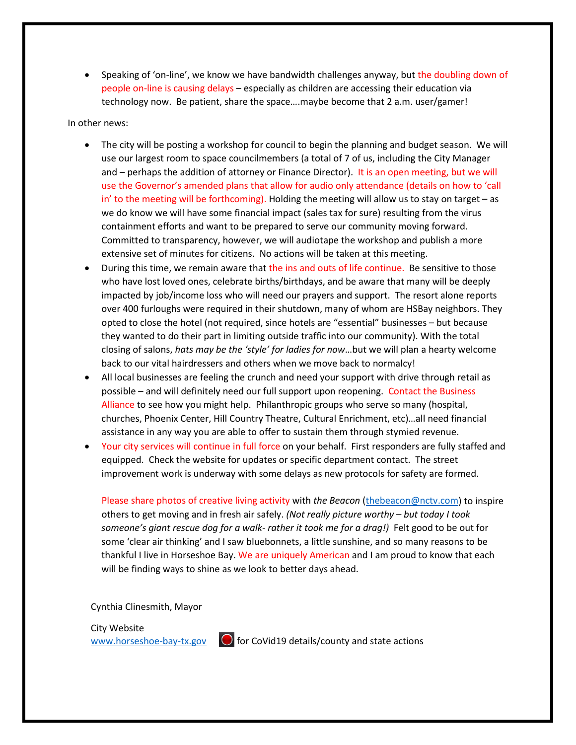- Speaking of 'on-line', we know we have bandwidth challenges anyway, but the doubling down of people on-line is causing delays – especially as children are accessing their education via technology now. Be patient, share the space….maybe become that 2 a.m. user/gamer!

In other news:

- The city will be posting a workshop for council to begin the planning and budget season. We will use our largest room to space councilmembers (a total of 7 of us, including the City Manager and – perhaps the addition of attorney or Finance Director). It is an open meeting, but we will use the Governor's amended plans that allow for audio only attendance (details on how to 'call in' to the meeting will be forthcoming). Holding the meeting will allow us to stay on target – as we do know we will have some financial impact (sales tax for sure) resulting from the virus containment efforts and want to be prepared to serve our community moving forward. Committed to transparency, however, we will audiotape the workshop and publish a more extensive set of minutes for citizens. No actions will be taken at this meeting.
- During this time, we remain aware that the ins and outs of life continue. Be sensitive to those who have lost loved ones, celebrate births/birthdays, and be aware that many will be deeply impacted by job/income loss who will need our prayers and support. The resort alone reports over 400 furloughs were required in their shutdown, many of whom are HSBay neighbors. They opted to close the hotel (not required, since hotels are "essential" businesses – but because they wanted to do their part in limiting outside traffic into our community). With the total closing of salons, *hats may be the 'style' for ladies for now*…but we will plan a hearty welcome back to our vital hairdressers and others when we move back to normalcy!
- All local businesses are feeling the crunch and need your support with drive through retail as possible – and will definitely need our full support upon reopening. Contact the Business Alliance to see how you might help. Philanthropic groups who serve so many (hospital, churches, Phoenix Center, Hill Country Theatre, Cultural Enrichment, etc)…all need financial assistance in any way you are able to offer to sustain them through stymied revenue.
- Your city services will continue in full force on your behalf. First responders are fully staffed and equipped. Check the website for updates or specific department contact. The street improvement work is underway with some delays as new protocols for safety are formed.

  Please share photos of creative living activity with *the Beacon* (thebeacon@nctv.com) to inspire others to get moving and in fresh air safely. *(Not really picture worthy – but today I took someone's giant rescue dog for a walk- rather it took me for a drag!)* Felt good to be out for some 'clear air thinking' and I saw bluebonnets, a little sunshine, and so many reasons to be thankful I live in Horseshoe Bay. We are uniquely American and I am proud to know that each will be finding ways to shine as we look to better days ahead.

Cynthia Clinesmith, Mayor

City Website
www.horseshoe-bay-tx.gov for CoVid19 details/county and state actions